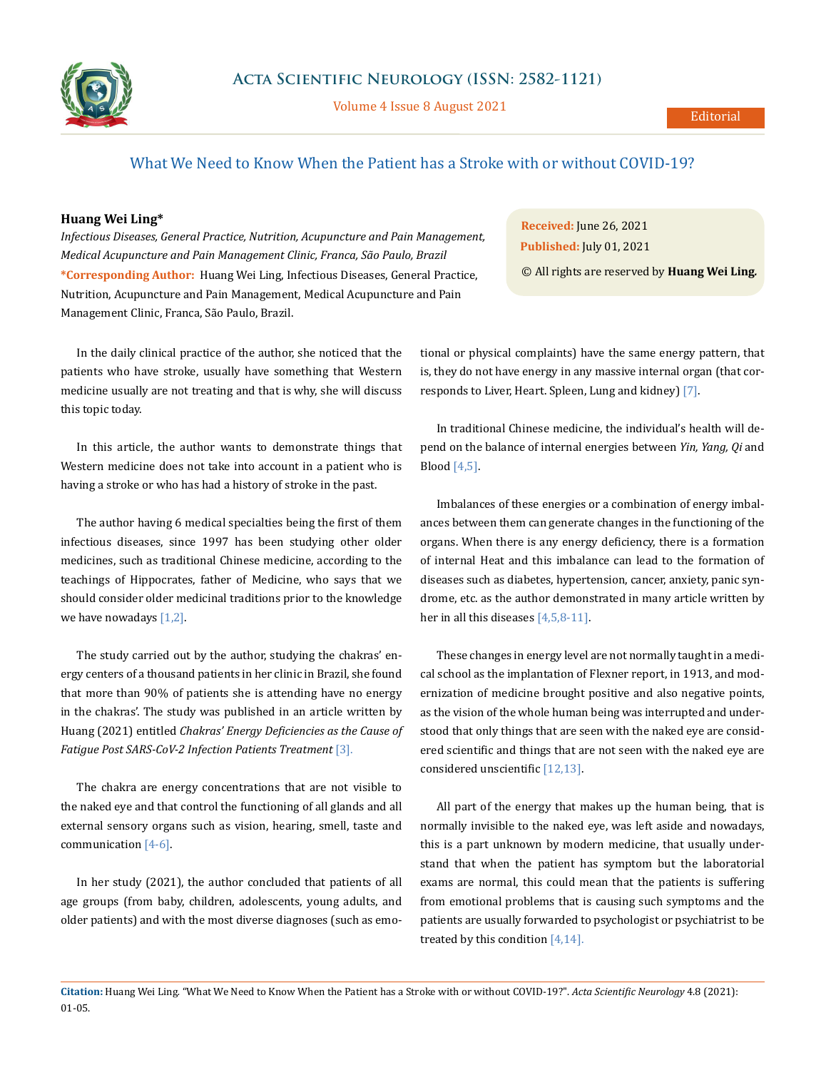# What We Need to Know When the Patient has a Stroke with or without COVID-19?

**Huang Wei Ling***

*Infectious Diseases, General Practice, Nutrition, Acupuncture and Pain Management, Medical Acupuncture and Pain Management Clinic, Franca, São Paulo, Brazil*

**\*Corresponding Author:** Huang Wei Ling, Infectious Diseases, General Practice, Nutrition, Acupuncture and Pain Management, Medical Acupuncture and Pain Management Clinic, Franca, São Paulo, Brazil.

**Received:** June 26, 2021
**Published:** July 01, 2021
© All rights are reserved by **Huang Wei Ling.**

In the daily clinical practice of the author, she noticed that the patients who have stroke, usually have something that Western medicine usually are not treating and that is why, she will discuss this topic today.

In this article, the author wants to demonstrate things that Western medicine does not take into account in a patient who is having a stroke or who has had a history of stroke in the past.

The author having 6 medical specialties being the first of them infectious diseases, since 1997 has been studying other older medicines, such as traditional Chinese medicine, according to the teachings of Hippocrates, father of Medicine, who says that we should consider older medicinal traditions prior to the knowledge we have nowadays [1,2].

The study carried out by the author, studying the chakras' energy centers of a thousand patients in her clinic in Brazil, she found that more than 90% of patients she is attending have no energy in the chakras'. The study was published in an article written by Huang (2021) entitled *Chakras' Energy Deficiencies as the Cause of Fatigue Post SARS-CoV-2 Infection Patients Treatment* [3].

The chakra are energy concentrations that are not visible to the naked eye and that control the functioning of all glands and all external sensory organs such as vision, hearing, smell, taste and communication [4-6].

In her study (2021), the author concluded that patients of all age groups (from baby, children, adolescents, young adults, and older patients) and with the most diverse diagnoses (such as emotional or physical complaints) have the same energy pattern, that is, they do not have energy in any massive internal organ (that corresponds to Liver, Heart. Spleen, Lung and kidney) [7].

In traditional Chinese medicine, the individual's health will depend on the balance of internal energies between *Yin, Yang, Qi* and Blood [4,5].

Imbalances of these energies or a combination of energy imbalances between them can generate changes in the functioning of the organs. When there is any energy deficiency, there is a formation of internal Heat and this imbalance can lead to the formation of diseases such as diabetes, hypertension, cancer, anxiety, panic syndrome, etc. as the author demonstrated in many article written by her in all this diseases [4,5,8-11].

These changes in energy level are not normally taught in a medical school as the implantation of Flexner report, in 1913, and modernization of medicine brought positive and also negative points, as the vision of the whole human being was interrupted and understood that only things that are seen with the naked eye are considered scientific and things that are not seen with the naked eye are considered unscientific [12,13].

All part of the energy that makes up the human being, that is normally invisible to the naked eye, was left aside and nowadays, this is a part unknown by modern medicine, that usually understand that when the patient has symptom but the laboratorial exams are normal, this could mean that the patients is suffering from emotional problems that is causing such symptoms and the patients are usually forwarded to psychologist or psychiatrist to be treated by this condition [4,14].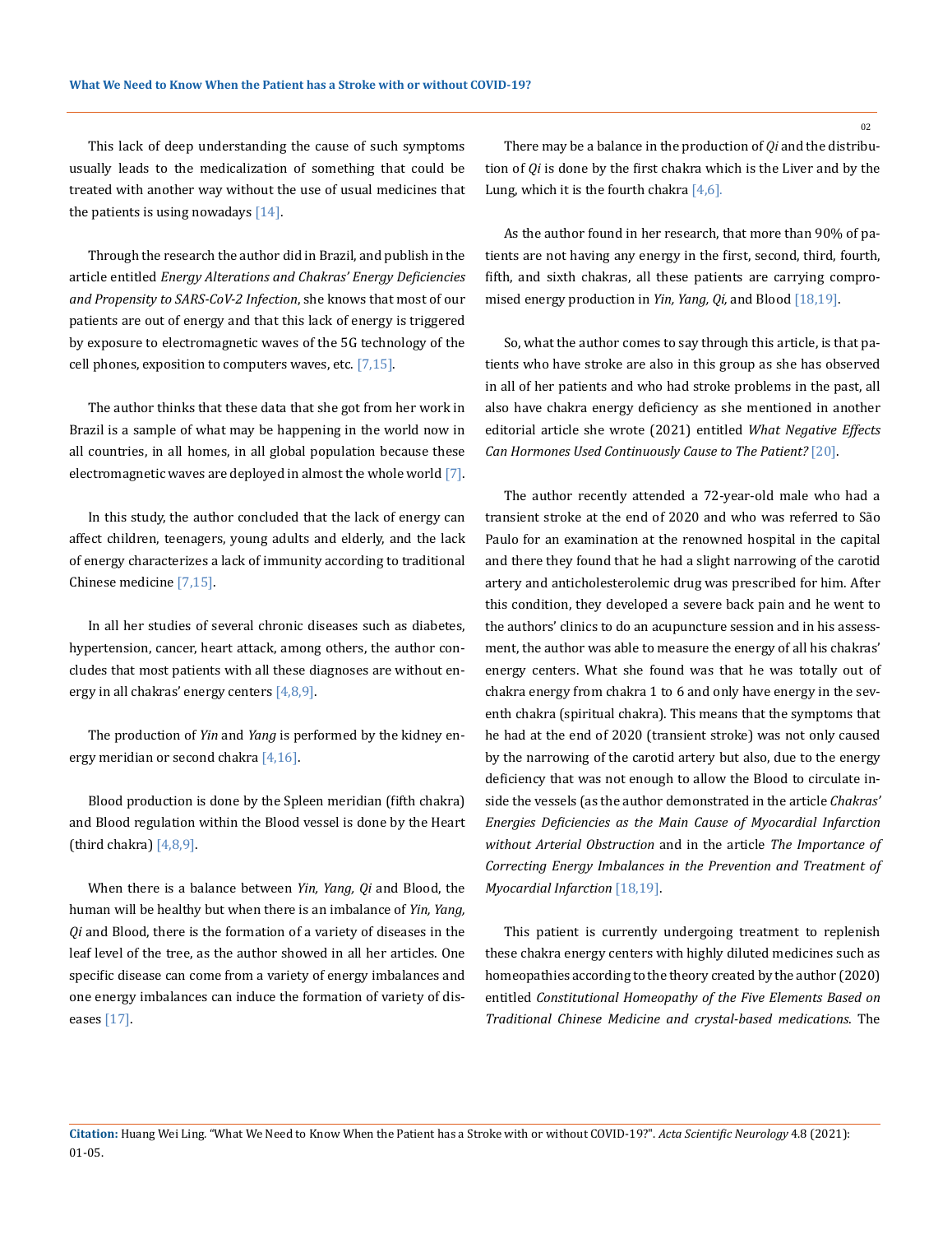This lack of deep understanding the cause of such symptoms usually leads to the medicalization of something that could be treated with another way without the use of usual medicines that the patients is using nowadays [14].

Through the research the author did in Brazil, and publish in the article entitled *Energy Alterations and Chakras' Energy Deficiencies and Propensity to SARS-CoV-2 Infection*, she knows that most of our patients are out of energy and that this lack of energy is triggered by exposure to electromagnetic waves of the 5G technology of the cell phones, exposition to computers waves, etc. [7,15].

The author thinks that these data that she got from her work in Brazil is a sample of what may be happening in the world now in all countries, in all homes, in all global population because these electromagnetic waves are deployed in almost the whole world [7].

In this study, the author concluded that the lack of energy can affect children, teenagers, young adults and elderly, and the lack of energy characterizes a lack of immunity according to traditional Chinese medicine [7,15].

In all her studies of several chronic diseases such as diabetes, hypertension, cancer, heart attack, among others, the author concludes that most patients with all these diagnoses are without energy in all chakras' energy centers [4,8,9].

The production of *Yin* and *Yang* is performed by the kidney energy meridian or second chakra [4,16].

Blood production is done by the Spleen meridian (fifth chakra) and Blood regulation within the Blood vessel is done by the Heart (third chakra) [4,8,9].

When there is a balance between *Yin, Yang, Qi* and Blood, the human will be healthy but when there is an imbalance of *Yin, Yang, Qi* and Blood, there is the formation of a variety of diseases in the leaf level of the tree, as the author showed in all her articles. One specific disease can come from a variety of energy imbalances and one energy imbalances can induce the formation of variety of diseases [17].

There may be a balance in the production of *Qi* and the distribution of *Qi* is done by the first chakra which is the Liver and by the Lung, which it is the fourth chakra [4,6].

As the author found in her research, that more than 90% of patients are not having any energy in the first, second, third, fourth, fifth, and sixth chakras, all these patients are carrying compromised energy production in *Yin, Yang, Qi,* and Blood [18,19].

So, what the author comes to say through this article, is that patients who have stroke are also in this group as she has observed in all of her patients and who had stroke problems in the past, all also have chakra energy deficiency as she mentioned in another editorial article she wrote (2021) entitled *What Negative Effects Can Hormones Used Continuously Cause to The Patient?* [20].

The author recently attended a 72-year-old male who had a transient stroke at the end of 2020 and who was referred to São Paulo for an examination at the renowned hospital in the capital and there they found that he had a slight narrowing of the carotid artery and anticholesterolemic drug was prescribed for him. After this condition, they developed a severe back pain and he went to the authors' clinics to do an acupuncture session and in his assessment, the author was able to measure the energy of all his chakras' energy centers. What she found was that he was totally out of chakra energy from chakra 1 to 6 and only have energy in the seventh chakra (spiritual chakra). This means that the symptoms that he had at the end of 2020 (transient stroke) was not only caused by the narrowing of the carotid artery but also, due to the energy deficiency that was not enough to allow the Blood to circulate inside the vessels (as the author demonstrated in the article *Chakras' Energies Deficiencies as the Main Cause of Myocardial Infarction without Arterial Obstruction* and in the article *The Importance of Correcting Energy Imbalances in the Prevention and Treatment of Myocardial Infarction* [18,19].

This patient is currently undergoing treatment to replenish these chakra energy centers with highly diluted medicines such as homeopathies according to the theory created by the author (2020) entitled *Constitutional Homeopathy of the Five Elements Based on Traditional Chinese Medicine and crystal-based medications*. The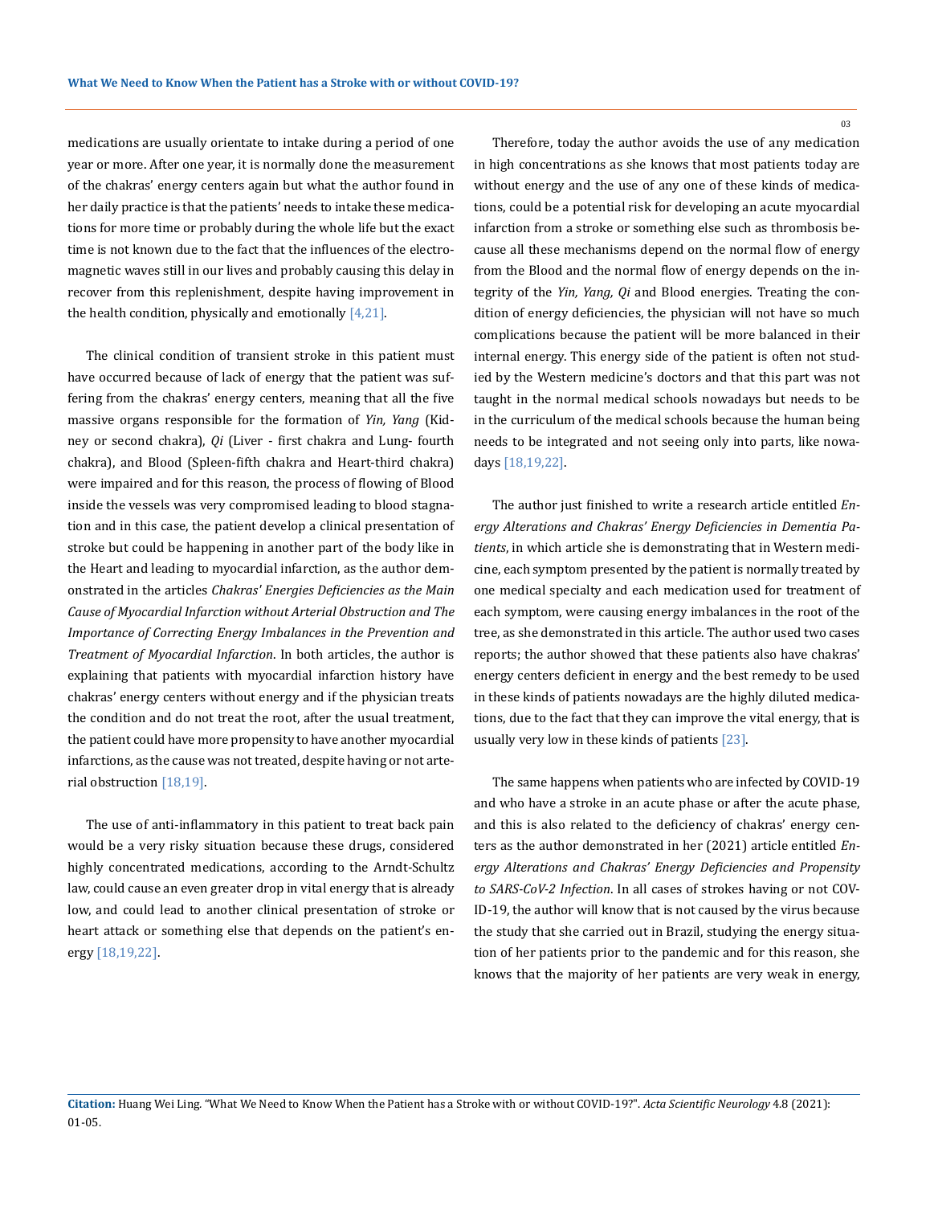medications are usually orientate to intake during a period of one year or more. After one year, it is normally done the measurement of the chakras' energy centers again but what the author found in her daily practice is that the patients' needs to intake these medications for more time or probably during the whole life but the exact time is not known due to the fact that the influences of the electromagnetic waves still in our lives and probably causing this delay in recover from this replenishment, despite having improvement in the health condition, physically and emotionally [4,21].

The clinical condition of transient stroke in this patient must have occurred because of lack of energy that the patient was suffering from the chakras' energy centers, meaning that all the five massive organs responsible for the formation of *Yin, Yang* (Kidney or second chakra), *Qi* (Liver - first chakra and Lung- fourth chakra), and Blood (Spleen-fifth chakra and Heart-third chakra) were impaired and for this reason, the process of flowing of Blood inside the vessels was very compromised leading to blood stagnation and in this case, the patient develop a clinical presentation of stroke but could be happening in another part of the body like in the Heart and leading to myocardial infarction, as the author demonstrated in the articles *Chakras' Energies Deficiencies as the Main Cause of Myocardial Infarction without Arterial Obstruction and The Importance of Correcting Energy Imbalances in the Prevention and Treatment of Myocardial Infarction*. In both articles, the author is explaining that patients with myocardial infarction history have chakras' energy centers without energy and if the physician treats the condition and do not treat the root, after the usual treatment, the patient could have more propensity to have another myocardial infarctions, as the cause was not treated, despite having or not arterial obstruction [18,19].

The use of anti-inflammatory in this patient to treat back pain would be a very risky situation because these drugs, considered highly concentrated medications, according to the Arndt-Schultz law, could cause an even greater drop in vital energy that is already low, and could lead to another clinical presentation of stroke or heart attack or something else that depends on the patient's energy [18,19,22].

Therefore, today the author avoids the use of any medication in high concentrations as she knows that most patients today are without energy and the use of any one of these kinds of medications, could be a potential risk for developing an acute myocardial infarction from a stroke or something else such as thrombosis because all these mechanisms depend on the normal flow of energy from the Blood and the normal flow of energy depends on the integrity of the *Yin, Yang, Qi* and Blood energies. Treating the condition of energy deficiencies, the physician will not have so much complications because the patient will be more balanced in their internal energy. This energy side of the patient is often not studied by the Western medicine's doctors and that this part was not taught in the normal medical schools nowadays but needs to be in the curriculum of the medical schools because the human being needs to be integrated and not seeing only into parts, like nowadays [18,19,22].

The author just finished to write a research article entitled *Energy Alterations and Chakras' Energy Deficiencies in Dementia Patients*, in which article she is demonstrating that in Western medicine, each symptom presented by the patient is normally treated by one medical specialty and each medication used for treatment of each symptom, were causing energy imbalances in the root of the tree, as she demonstrated in this article. The author used two cases reports; the author showed that these patients also have chakras' energy centers deficient in energy and the best remedy to be used in these kinds of patients nowadays are the highly diluted medications, due to the fact that they can improve the vital energy, that is usually very low in these kinds of patients [23].

The same happens when patients who are infected by COVID-19 and who have a stroke in an acute phase or after the acute phase, and this is also related to the deficiency of chakras' energy centers as the author demonstrated in her (2021) article entitled *Energy Alterations and Chakras' Energy Deficiencies and Propensity to SARS-CoV-2 Infection*. In all cases of strokes having or not COVID-19, the author will know that is not caused by the virus because the study that she carried out in Brazil, studying the energy situation of her patients prior to the pandemic and for this reason, she knows that the majority of her patients are very weak in energy,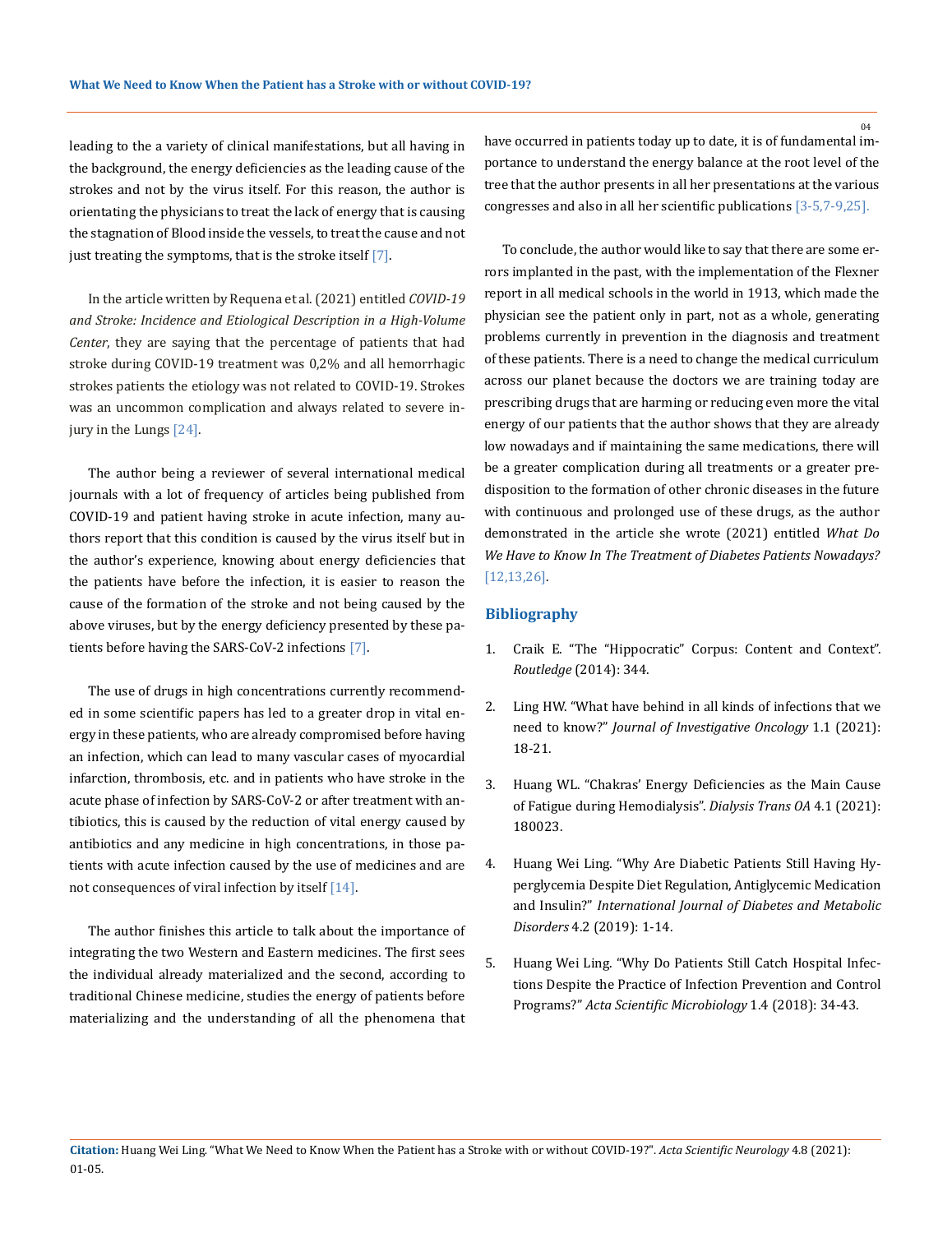leading to the a variety of clinical manifestations, but all having in the background, the energy deficiencies as the leading cause of the strokes and not by the virus itself. For this reason, the author is orientating the physicians to treat the lack of energy that is causing the stagnation of Blood inside the vessels, to treat the cause and not just treating the symptoms, that is the stroke itself [7].

In the article written by Requena et al. (2021) entitled *COVID-19 and Stroke: Incidence and Etiological Description in a High-Volume Center*, they are saying that the percentage of patients that had stroke during COVID-19 treatment was 0,2% and all hemorrhagic strokes patients the etiology was not related to COVID-19. Strokes was an uncommon complication and always related to severe injury in the Lungs [24].

The author being a reviewer of several international medical journals with a lot of frequency of articles being published from COVID-19 and patient having stroke in acute infection, many authors report that this condition is caused by the virus itself but in the author's experience, knowing about energy deficiencies that the patients have before the infection, it is easier to reason the cause of the formation of the stroke and not being caused by the above viruses, but by the energy deficiency presented by these patients before having the SARS-CoV-2 infections [7].

The use of drugs in high concentrations currently recommended in some scientific papers has led to a greater drop in vital energy in these patients, who are already compromised before having an infection, which can lead to many vascular cases of myocardial infarction, thrombosis, etc. and in patients who have stroke in the acute phase of infection by SARS-CoV-2 or after treatment with antibiotics, this is caused by the reduction of vital energy caused by antibiotics and any medicine in high concentrations, in those patients with acute infection caused by the use of medicines and are not consequences of viral infection by itself [14].

The author finishes this article to talk about the importance of integrating the two Western and Eastern medicines. The first sees the individual already materialized and the second, according to traditional Chinese medicine, studies the energy of patients before materializing and the understanding of all the phenomena that have occurred in patients today up to date, it is of fundamental importance to understand the energy balance at the root level of the tree that the author presents in all her presentations at the various congresses and also in all her scientific publications [3-5,7-9,25].

To conclude, the author would like to say that there are some errors implanted in the past, with the implementation of the Flexner report in all medical schools in the world in 1913, which made the physician see the patient only in part, not as a whole, generating problems currently in prevention in the diagnosis and treatment of these patients. There is a need to change the medical curriculum across our planet because the doctors we are training today are prescribing drugs that are harming or reducing even more the vital energy of our patients that the author shows that they are already low nowadays and if maintaining the same medications, there will be a greater complication during all treatments or a greater predisposition to the formation of other chronic diseases in the future with continuous and prolonged use of these drugs, as the author demonstrated in the article she wrote (2021) entitled *What Do We Have to Know In The Treatment of Diabetes Patients Nowadays?* [12,13,26].

## Bibliography

1. Craik E. "The "Hippocratic" Corpus: Content and Context". *Routledge* (2014): 344.
2. Ling HW. "What have behind in all kinds of infections that we need to know?" *Journal of Investigative Oncology* 1.1 (2021): 18-21.
3. Huang WL. "Chakras' Energy Deficiencies as the Main Cause of Fatigue during Hemodialysis". *Dialysis Trans OA* 4.1 (2021): 180023.
4. Huang Wei Ling. "Why Are Diabetic Patients Still Having Hyperglycemia Despite Diet Regulation, Antiglycemic Medication and Insulin?" *International Journal of Diabetes and Metabolic Disorders* 4.2 (2019): 1-14.
5. Huang Wei Ling. "Why Do Patients Still Catch Hospital Infections Despite the Practice of Infection Prevention and Control Programs?" *Acta Scientific Microbiology* 1.4 (2018): 34-43.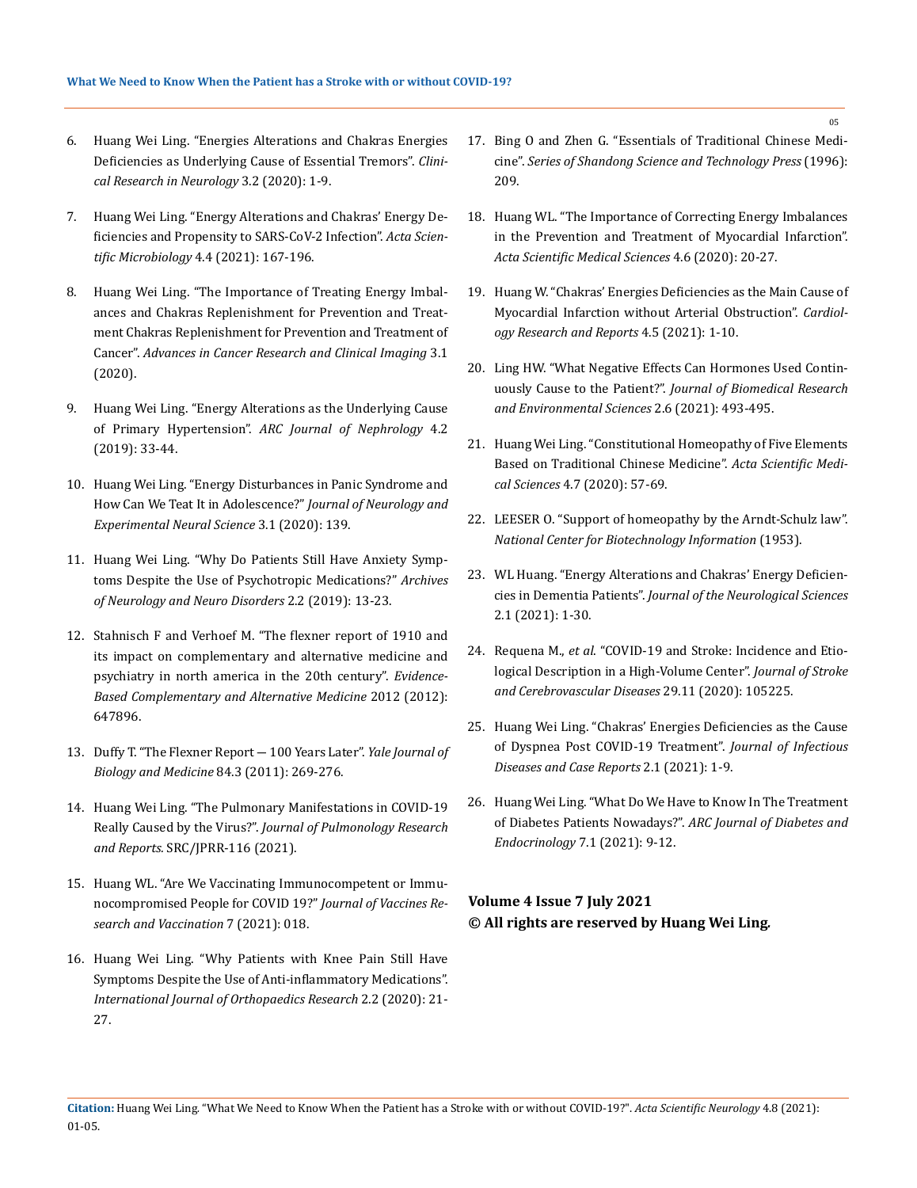6. Huang Wei Ling. "Energies Alterations and Chakras Energies Deficiencies as Underlying Cause of Essential Tremors". *Clinical Research in Neurology* 3.2 (2020): 1-9.

7. Huang Wei Ling. "Energy Alterations and Chakras' Energy Deficiencies and Propensity to SARS-CoV-2 Infection". *Acta Scientific Microbiology* 4.4 (2021): 167-196.

8. Huang Wei Ling. "The Importance of Treating Energy Imbalances and Chakras Replenishment for Prevention and Treatment Chakras Replenishment for Prevention and Treatment of Cancer". *Advances in Cancer Research and Clinical Imaging* 3.1 (2020).

9. Huang Wei Ling. "Energy Alterations as the Underlying Cause of Primary Hypertension". *ARC Journal of Nephrology* 4.2 (2019): 33-44.

10. Huang Wei Ling. "Energy Disturbances in Panic Syndrome and How Can We Teat It in Adolescence?" *Journal of Neurology and Experimental Neural Science* 3.1 (2020): 139.

11. Huang Wei Ling. "Why Do Patients Still Have Anxiety Symptoms Despite the Use of Psychotropic Medications?" *Archives of Neurology and Neuro Disorders* 2.2 (2019): 13-23.

12. Stahnisch F and Verhoef M. "The flexner report of 1910 and its impact on complementary and alternative medicine and psychiatry in north america in the 20th century". *Evidence-Based Complementary and Alternative Medicine* 2012 (2012): 647896.

13. Duffy T. "The Flexner Report ― 100 Years Later". *Yale Journal of Biology and Medicine* 84.3 (2011): 269-276.

14. Huang Wei Ling. "The Pulmonary Manifestations in COVID-19 Really Caused by the Virus?". *Journal of Pulmonology Research and Reports.* SRC/JPRR-116 (2021).

15. Huang WL. "Are We Vaccinating Immunocompetent or Immunocompromised People for COVID 19?" *Journal of Vaccines Research and Vaccination* 7 (2021): 018.

16. Huang Wei Ling. "Why Patients with Knee Pain Still Have Symptoms Despite the Use of Anti-inflammatory Medications". *International Journal of Orthopaedics Research* 2.2 (2020): 21-27.

17. Bing O and Zhen G. "Essentials of Traditional Chinese Medicine". *Series of Shandong Science and Technology Press* (1996): 209.

18. Huang WL. "The Importance of Correcting Energy Imbalances in the Prevention and Treatment of Myocardial Infarction". *Acta Scientific Medical Sciences* 4.6 (2020): 20-27.

19. Huang W. "Chakras' Energies Deficiencies as the Main Cause of Myocardial Infarction without Arterial Obstruction". *Cardiology Research and Reports* 4.5 (2021): 1-10.

20. Ling HW. "What Negative Effects Can Hormones Used Continuously Cause to the Patient?". *Journal of Biomedical Research and Environmental Sciences* 2.6 (2021): 493-495.

21. Huang Wei Ling. "Constitutional Homeopathy of Five Elements Based on Traditional Chinese Medicine". *Acta Scientific Medical Sciences* 4.7 (2020): 57-69.

22. LEESER O. "Support of homeopathy by the Arndt-Schulz law". *National Center for Biotechnology Information* (1953).

23. WL Huang. "Energy Alterations and Chakras' Energy Deficiencies in Dementia Patients". *Journal of the Neurological Sciences* 2.1 (2021): 1-30.

24. Requena M., *et al*. "COVID-19 and Stroke: Incidence and Etiological Description in a High-Volume Center". *Journal of Stroke and Cerebrovascular Diseases* 29.11 (2020): 105225.

25. Huang Wei Ling. "Chakras' Energies Deficiencies as the Cause of Dyspnea Post COVID-19 Treatment". *Journal of Infectious Diseases and Case Reports* 2.1 (2021): 1-9.

26. Huang Wei Ling. "What Do We Have to Know In The Treatment of Diabetes Patients Nowadays?". *ARC Journal of Diabetes and Endocrinology* 7.1 (2021): 9-12.

**Volume 4 Issue 7 July 2021**
**© All rights are reserved by Huang Wei Ling.**